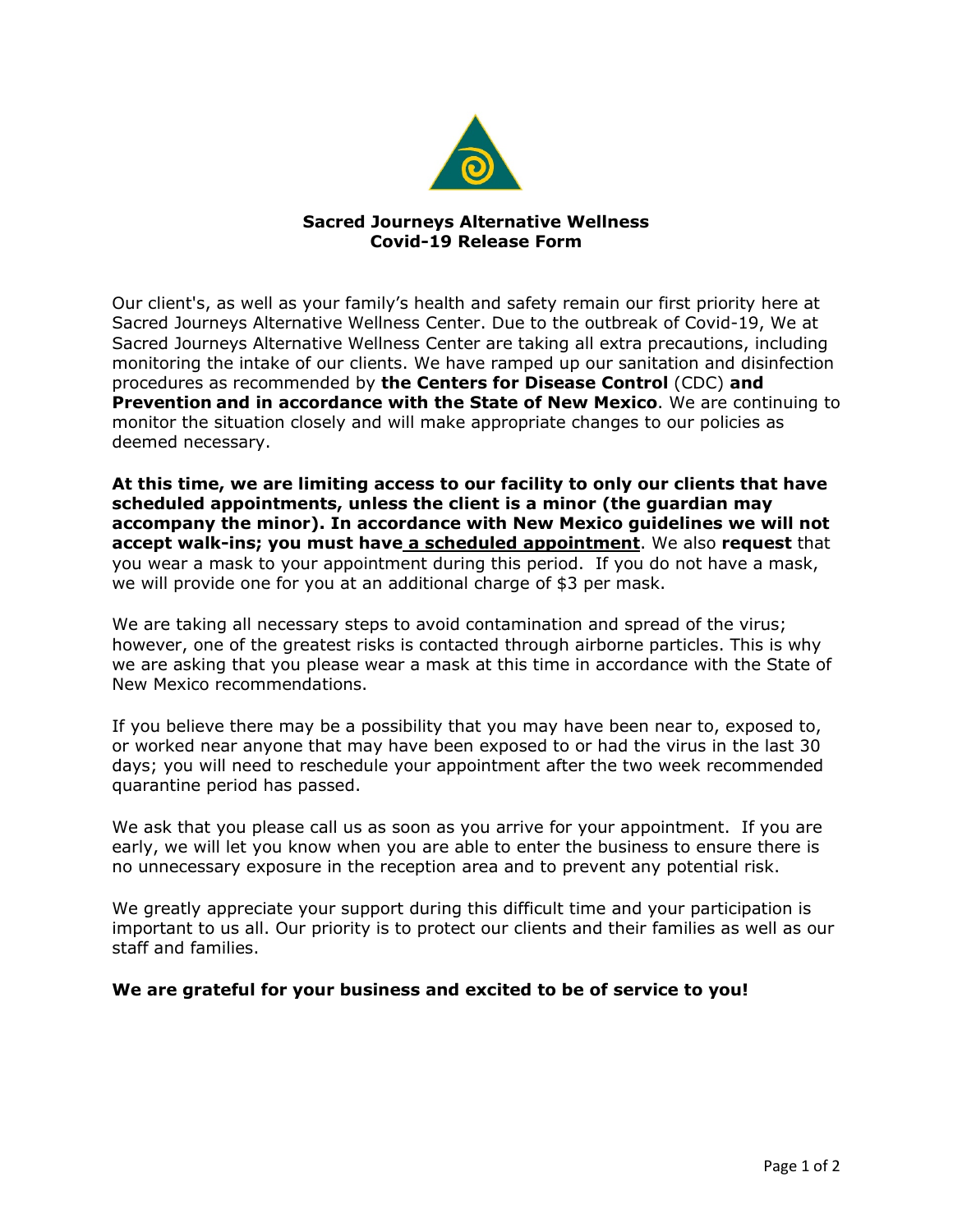**Sacred Journeys Alternative Wellness**
**Covid-19 Release Form**

Our client's, as well as your family's health and safety remain our first priority here at Sacred Journeys Alternative Wellness Center. Due to the outbreak of Covid-19, We at Sacred Journeys Alternative Wellness Center are taking all extra precautions, including monitoring the intake of our clients. We have ramped up our sanitation and disinfection procedures as recommended by **the Centers for Disease Control** (CDC) **and Prevention and in accordance with the State of New Mexico**. We are continuing to monitor the situation closely and will make appropriate changes to our policies as deemed necessary.

**At this time, we are limiting access to our facility to only our clients that have scheduled appointments, unless the client is a minor (the guardian may accompany the minor). In accordance with New Mexico guidelines we will not accept walk-ins; you must have a scheduled appointment**. We also **request** that you wear a mask to your appointment during this period. If you do not have a mask, we will provide one for you at an additional charge of $3 per mask.

We are taking all necessary steps to avoid contamination and spread of the virus; however, one of the greatest risks is contacted through airborne particles. This is why we are asking that you please wear a mask at this time in accordance with the State of New Mexico recommendations.

If you believe there may be a possibility that you may have been near to, exposed to, or worked near anyone that may have been exposed to or had the virus in the last 30 days; you will need to reschedule your appointment after the two week recommended quarantine period has passed.

We ask that you please call us as soon as you arrive for your appointment. If you are early, we will let you know when you are able to enter the business to ensure there is no unnecessary exposure in the reception area and to prevent any potential risk.

We greatly appreciate your support during this difficult time and your participation is important to us all. Our priority is to protect our clients and their families as well as our staff and families.

**We are grateful for your business and excited to be of service to you!**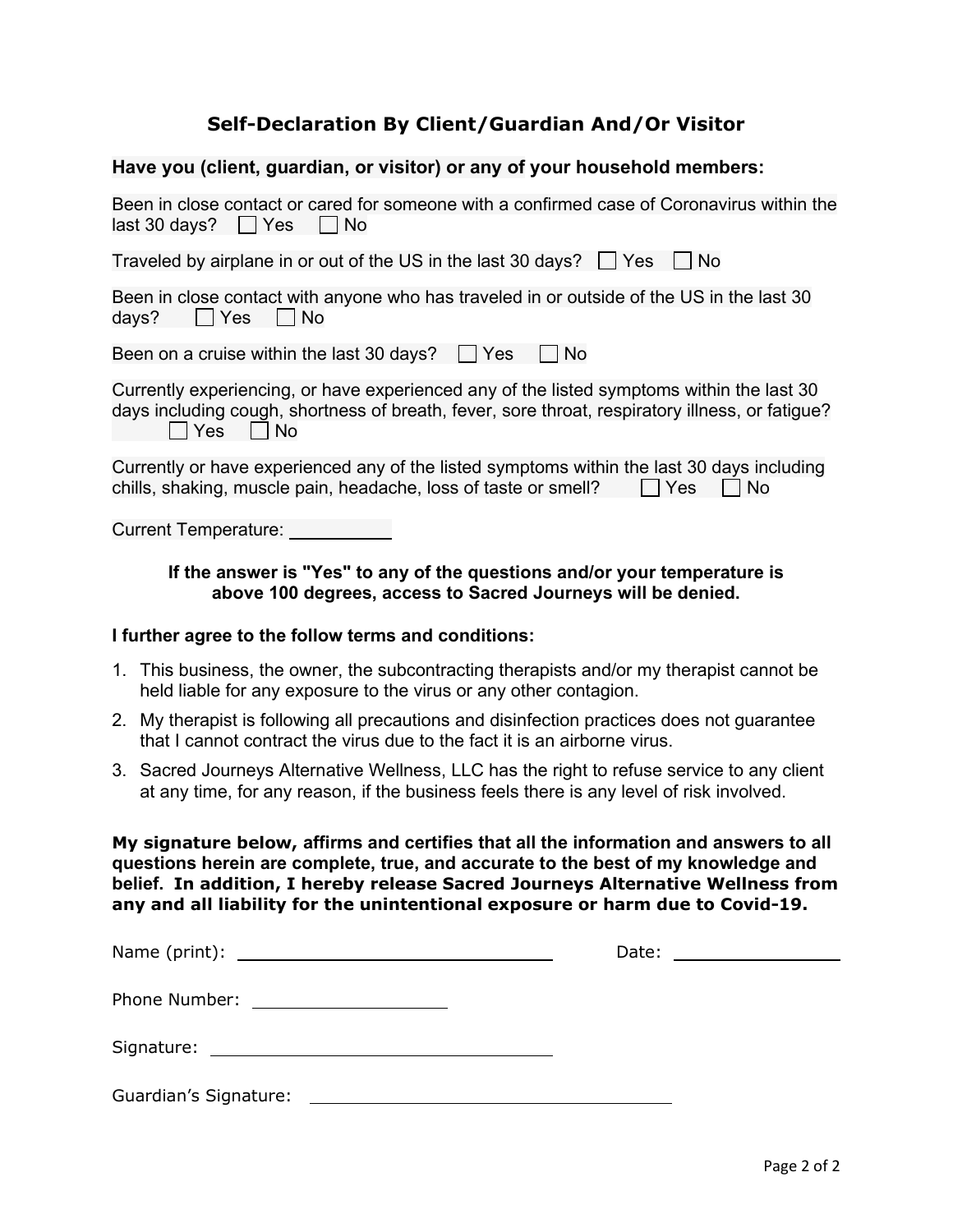## Self-Declaration By Client/Guardian And/Or Visitor

**Have you (client, guardian, or visitor) or any of your household members:**

Been in close contact or cared for someone with a confirmed case of Coronavirus within the last 30 days? ☐ Yes ☐ No

Traveled by airplane in or out of the US in the last 30 days? ☐ Yes ☐ No

Been in close contact with anyone who has traveled in or outside of the US in the last 30 days? ☐ Yes ☐ No

Been on a cruise within the last 30 days? ☐ Yes ☐ No

Currently experiencing, or have experienced any of the listed symptoms within the last 30 days including cough, shortness of breath, fever, sore throat, respiratory illness, or fatigue? ☐ Yes ☐ No

Currently or have experienced any of the listed symptoms within the last 30 days including chills, shaking, muscle pain, headache, loss of taste or smell? ☐ Yes ☐ No

Current Temperature: ___________

**If the answer is "Yes" to any of the questions and/or your temperature is above 100 degrees, access to Sacred Journeys will be denied.**

**I further agree to the follow terms and conditions:**

1. This business, the owner, the subcontracting therapists and/or my therapist cannot be held liable for any exposure to the virus or any other contagion.
2. My therapist is following all precautions and disinfection practices does not guarantee that I cannot contract the virus due to the fact it is an airborne virus.
3. Sacred Journeys Alternative Wellness, LLC has the right to refuse service to any client at any time, for any reason, if the business feels there is any level of risk involved.

**My signature below, affirms and certifies that all the information and answers to all questions herein are complete, true, and accurate to the best of my knowledge and belief. In addition, I hereby release Sacred Journeys Alternative Wellness from any and all liability for the unintentional exposure or harm due to Covid-19.**

Name (print): ______________________________ Date: ________________

Phone Number: ____________________

Signature: ______________________________

Guardian's Signature: ______________________________